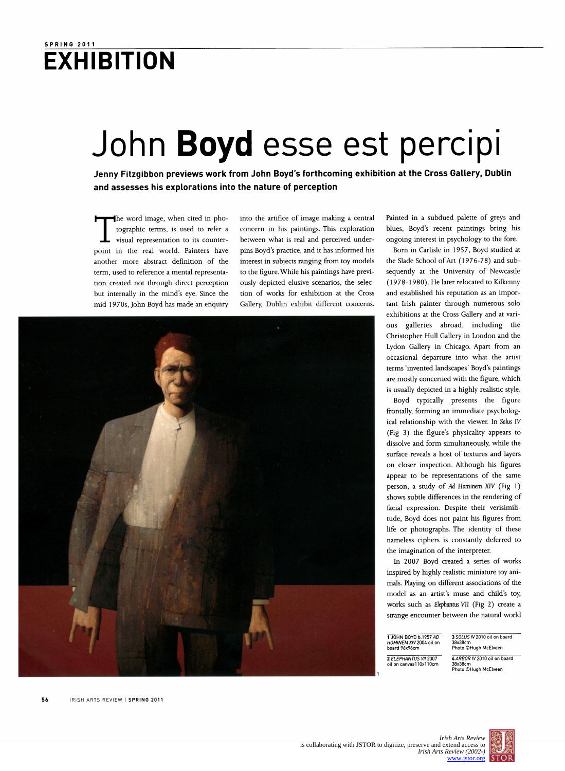SPRING 2011

# EXHIBITION

# John **Boyd** esse est percipi

**Jenny Fitzgibbon previews work from John Boyd's forthcoming exhibition at the Cross Gallery, Dublin and assesses his explorations into the nature of perception**

The word image, when cited in photographic terms, is used to refer a visual representation to its counterpoint in the real world. Painters have another more abstract definition of the term, used to reference a mental representation created not through direct perception but internally in the mind's eye. Since the mid 1970s, John Boyd has made an enquiry into the artifice of image making a central concern in his paintings. This exploration between what is real and perceived underpins Boyd's practice, and it has informed his interest in subjects ranging from toy models to the figure. While his paintings have previously depicted elusive scenarios, the selection of works for exhibition at the Cross Gallery, Dublin exhibit different concerns. Painted in a subdued palette of greys and blues, Boyd's recent paintings bring his ongoing interest in psychology to the fore.

Born in Carlisle in 1957, Boyd studied at the Slade School of Art (1976-78) and subsequently at the University of Newcastle (1978-1980). He later relocated to Kilkenny and established his reputation as an important Irish painter through numerous solo exhibitions at the Cross Gallery and at various galleries abroad, including the Christopher Hull Gallery in London and the Lydon Gallery in Chicago. Apart from an occasional departure into what the artist terms 'invented landscapes' Boyd's paintings are mostly concerned with the figure, which is usually depicted in a highly realistic style.

Boyd typically presents the figure frontally, forming an immediate psychological relationship with the viewer. In *Solus IV* (Fig 3) the figure's physicality appears to dissolve and form simultaneously, while the surface reveals a host of textures and layers on closer inspection. Although his figures appear to be representations of the same person, a study of *Ad Hominem XIV* (Fig 1) shows subtle differences in the rendering of facial expression. Despite their verisimilitude, Boyd does not paint his figures from life or photographs. The identity of these nameless ciphers is constantly deferred to the imagination of the interpreter.

In 2007 Boyd created a series of works inspired by highly realistic miniature toy animals. Playing on different associations of the model as an artist's muse and child's toy, works such as *Elephantus VII* (Fig 2) create a strange encounter between the natural world

1 JOHN BOYD b.1957 *AD HOMINEM XIV* 2004 oil on board 96x96cm

2 *ELEPHANTUS VII* 2007 oil on canvas 110x110cm

3 *SOLUS IV* 2010 oil on board 38x38cm Photo ©Hugh McElveen

4 *ARBOR IV* 2010 oil on board 38x38cm Photo ©Hugh McElveen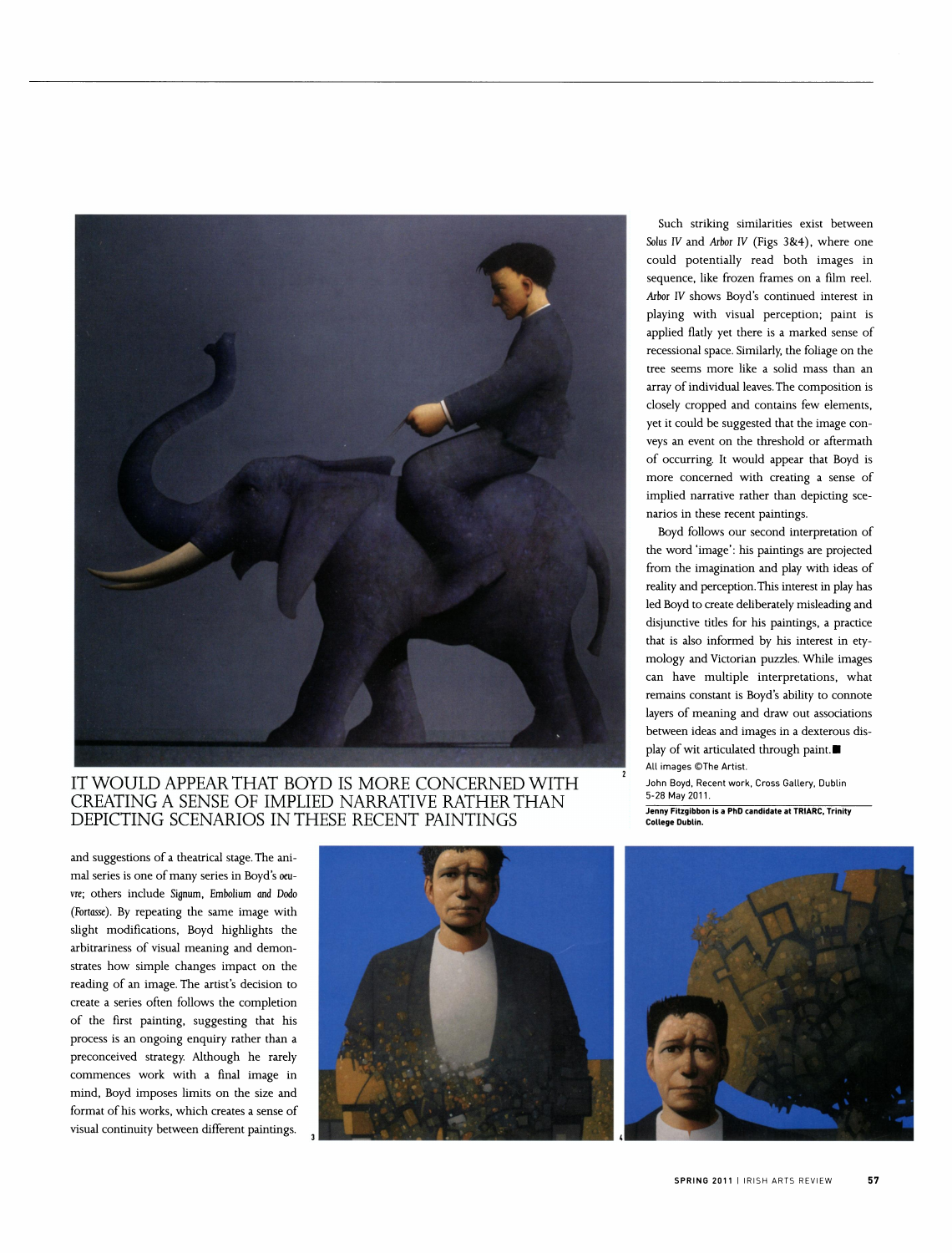IT WOULD APPEAR THAT BOYD IS MORE CONCERNED WITH CREATING A SENSE OF IMPLIED NARRATIVE RATHER THAN DEPICTING SCENARIOS IN THESE RECENT PAINTINGS

and suggestions of a theatrical stage. The animal series is one of many series in Boyd's *oeuvre*; others include *Signum*, *Embolium and Dodo* (*Fortasse*). By repeating the same image with slight modifications, Boyd highlights the arbitrariness of visual meaning and demonstrates how simple changes impact on the reading of an image. The artist's decision to create a series often follows the completion of the first painting, suggesting that his process is an ongoing enquiry rather than a preconceived strategy. Although he rarely commences work with a final image in mind, Boyd imposes limits on the size and format of his works, which creates a sense of visual continuity between different paintings.

Such striking similarities exist between *Solus IV* and *Arbor IV* (Figs 3&4), where one could potentially read both images in sequence, like frozen frames on a film reel. *Arbor IV* shows Boyd's continued interest in playing with visual perception; paint is applied flatly yet there is a marked sense of recessional space. Similarly, the foliage on the tree seems more like a solid mass than an array of individual leaves. The composition is closely cropped and contains few elements, yet it could be suggested that the image conveys an event on the threshold or aftermath of occurring. It would appear that Boyd is more concerned with creating a sense of implied narrative rather than depicting scenarios in these recent paintings.

Boyd follows our second interpretation of the word 'image': his paintings are projected from the imagination and play with ideas of reality and perception. This interest in play has led Boyd to create deliberately misleading and disjunctive titles for his paintings, a practice that is also informed by his interest in etymology and Victorian puzzles. While images can have multiple interpretations, what remains constant is Boyd's ability to connote layers of meaning and draw out associations between ideas and images in a dexterous display of wit articulated through paint. ■

All images ©The Artist.

John Boyd, Recent work, Cross Gallery, Dublin 5-28 May 2011.

**Jenny Fitzgibbon is a PhD candidate at TRIARC, Trinity College Dublin.**